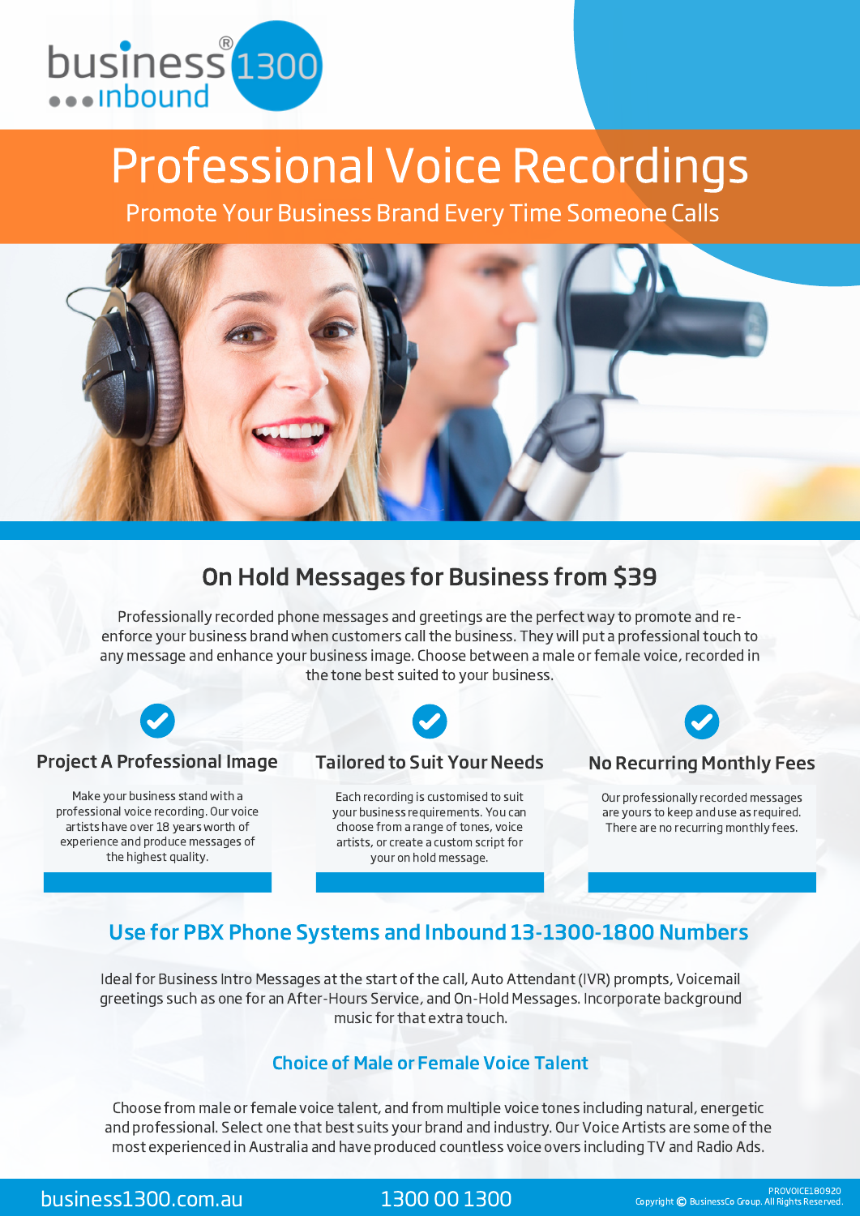business 1300 inbound

# Professional Voice Recordings

Promote Your Business Brand Every Time Someone Calls

## On Hold Messages for Business from $39

Professionally recorded phone messages and greetings are the perfect way to promote and re-enforce your business brand when customers call the business. They will put a professional touch to any message and enhance your business image. Choose between a male or female voice, recorded in the tone best suited to your business.

### Project A Professional Image

Make your business stand with a professional voice recording. Our voice artists have over 18 years worth of experience and produce messages of the highest quality.

### Tailored to Suit Your Needs

Each recording is customised to suit your business requirements. You can choose from a range of tones, voice artists, or create a custom script for your on hold message.

### No Recurring Monthly Fees

Our professionally recorded messages are yours to keep and use as required. There are no recurring monthly fees.

## Use for PBX Phone Systems and Inbound 13-1300-1800 Numbers

Ideal for Business Intro Messages at the start of the call, Auto Attendant (IVR) prompts, Voicemail greetings such as one for an After-Hours Service, and On-Hold Messages. Incorporate background music for that extra touch.

### Choice of Male or Female Voice Talent

Choose from male or female voice talent, and from multiple voice tones including natural, energetic and professional. Select one that best suits your brand and industry. Our Voice Artists are some of the most experienced in Australia and have produced countless voice overs including TV and Radio Ads.

business1300.com.au 1300 00 1300

PROVOICE180920
Copyright © BusinessCo Group. All Rights Reserved.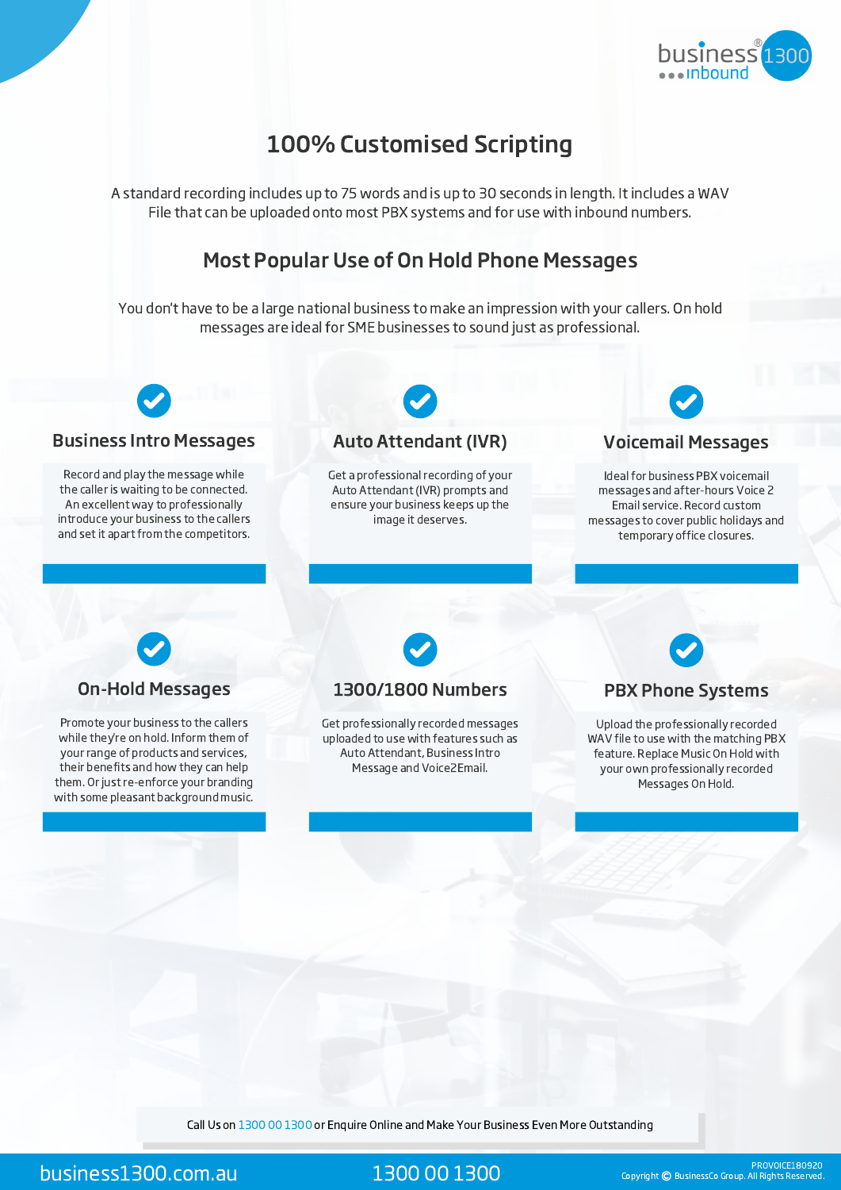# 100% Customised Scripting

A standard recording includes up to 75 words and is up to 30 seconds in length. It includes a WAV File that can be uploaded onto most PBX systems and for use with inbound numbers.

## Most Popular Use of On Hold Phone Messages

You don't have to be a large national business to make an impression with your callers. On hold messages are ideal for SME businesses to sound just as professional.

### Business Intro Messages

Record and play the message while the caller is waiting to be connected. An excellent way to professionally introduce your business to the callers and set it apart from the competitors.

### Auto Attendant (IVR)

Get a professional recording of your Auto Attendant (IVR) prompts and ensure your business keeps up the image it deserves.

### Voicemail Messages

Ideal for business PBX voicemail messages and after-hours Voice 2 Email service. Record custom messages to cover public holidays and temporary office closures.

### On-Hold Messages

Promote your business to the callers while they're on hold. Inform them of your range of products and services, their benefits and how they can help them. Or just re-enforce your branding with some pleasant background music.

### 1300/1800 Numbers

Get professionally recorded messages uploaded to use with features such as Auto Attendant, Business Intro Message and Voice2Email.

### PBX Phone Systems

Upload the professionally recorded WAV file to use with the matching PBX feature. Replace Music On Hold with your own professionally recorded Messages On Hold.

Call Us on 1300 00 1300 or Enquire Online and Make Your Business Even More Outstanding

business1300.com.au 1300 00 1300

PROVOICE180920
Copyright © BusinessCo Group. All Rights Reserved.